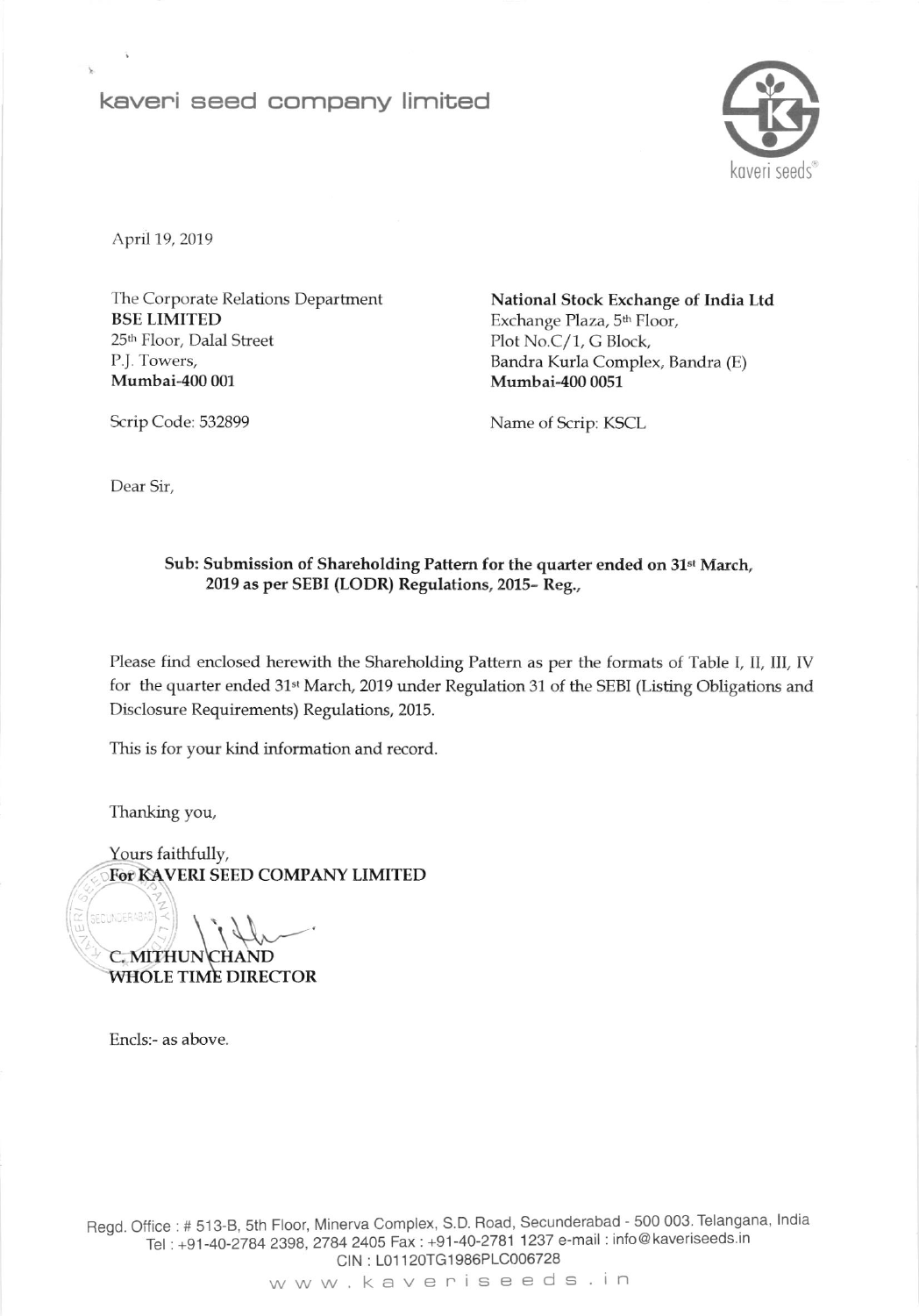# kaveri seed company limited

kaveri seeds®

April 19, 2019

The Corporate Relations Department
**BSE LIMITED**
25th Floor, Dalal Street
P.J. Towers,
**Mumbai-400 001**

Scrip Code: 532899

**National Stock Exchange of India Ltd**
Exchange Plaza, 5th Floor,
Plot No.C/1, G Block,
Bandra Kurla Complex, Bandra (E)
**Mumbai-400 0051**

Name of Scrip: KSCL

Dear Sir,

**Sub: Submission of Shareholding Pattern for the quarter ended on 31st March, 2019 as per SEBI (LODR) Regulations, 2015- Reg.,**

Please find enclosed herewith the Shareholding Pattern as per the formats of Table I, II, III, IV for the quarter ended 31st March, 2019 under Regulation 31 of the SEBI (Listing Obligations and Disclosure Requirements) Regulations, 2015.

This is for your kind information and record.

Thanking you,

Yours faithfully,
**For KAVERI SEED COMPANY LIMITED**

**C. MITHUN CHAND**
**WHOLE TIME DIRECTOR**

Encls:- as above.

Regd. Office : # 513-B, 5th Floor, Minerva Complex, S.D. Road, Secunderabad - 500 003. Telangana, India
Tel : +91-40-2784 2398, 2784 2405 Fax : +91-40-2781 1237 e-mail : info@kaveriseeds.in
CIN : L01120TG1986PLC006728
www.kaveriseeds.in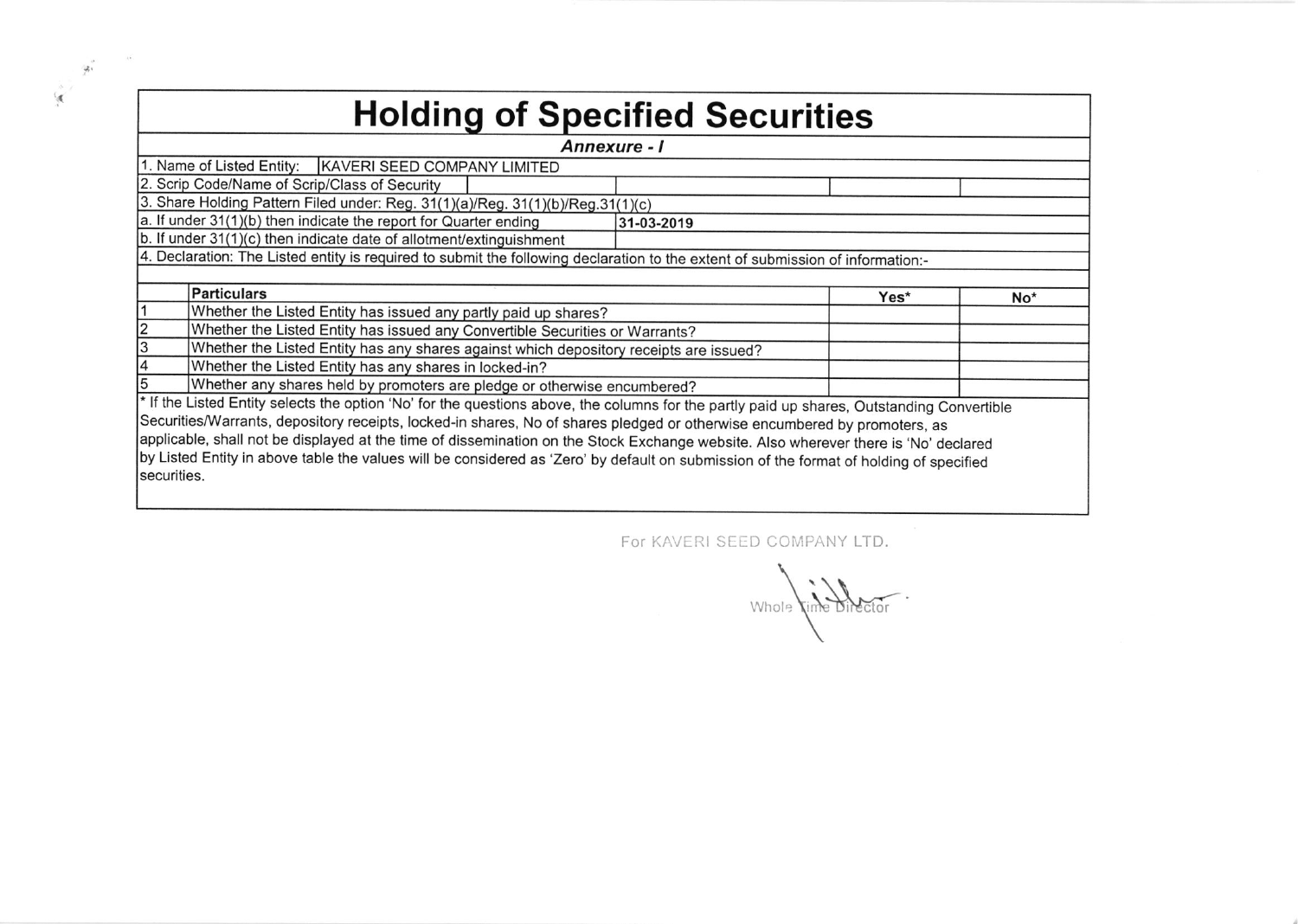# Holding of Specified Securities

***Annexure - I***

| | |
|---|---|
| 1. Name of Listed Entity: | KAVERI SEED COMPANY LIMITED |
| 2. Scrip Code/Name of Scrip/Class of Security | |
| 3. Share Holding Pattern Filed under: Reg. 31(1)(a)/Reg. 31(1)(b)/Reg.31(1)(c) | |
| a. If under 31(1)(b) then indicate the report for Quarter ending | 31-03-2019 |
| b. If under 31(1)(c) then indicate date of allotment/extinguishment | |

4. Declaration: The Listed entity is required to submit the following declaration to the extent of submission of information:-

| | Particulars | Yes* | No* |
|---|---|---|---|
| 1 | Whether the Listed Entity has issued any partly paid up shares? | | |
| 2 | Whether the Listed Entity has issued any Convertible Securities or Warrants? | | |
| 3 | Whether the Listed Entity has any shares against which depository receipts are issued? | | |
| 4 | Whether the Listed Entity has any shares in locked-in? | | |
| 5 | Whether any shares held by promoters are pledge or otherwise encumbered? | | |

* If the Listed Entity selects the option 'No' for the questions above, the columns for the partly paid up shares, Outstanding Convertible Securities/Warrants, depository receipts, locked-in shares, No of shares pledged or otherwise encumbered by promoters, as applicable, shall not be displayed at the time of dissemination on the Stock Exchange website. Also wherever there is 'No' declared by Listed Entity in above table the values will be considered as 'Zero' by default on submission of the format of holding of specified securities.

For KAVERI SEED COMPANY LTD.

Whole Time Director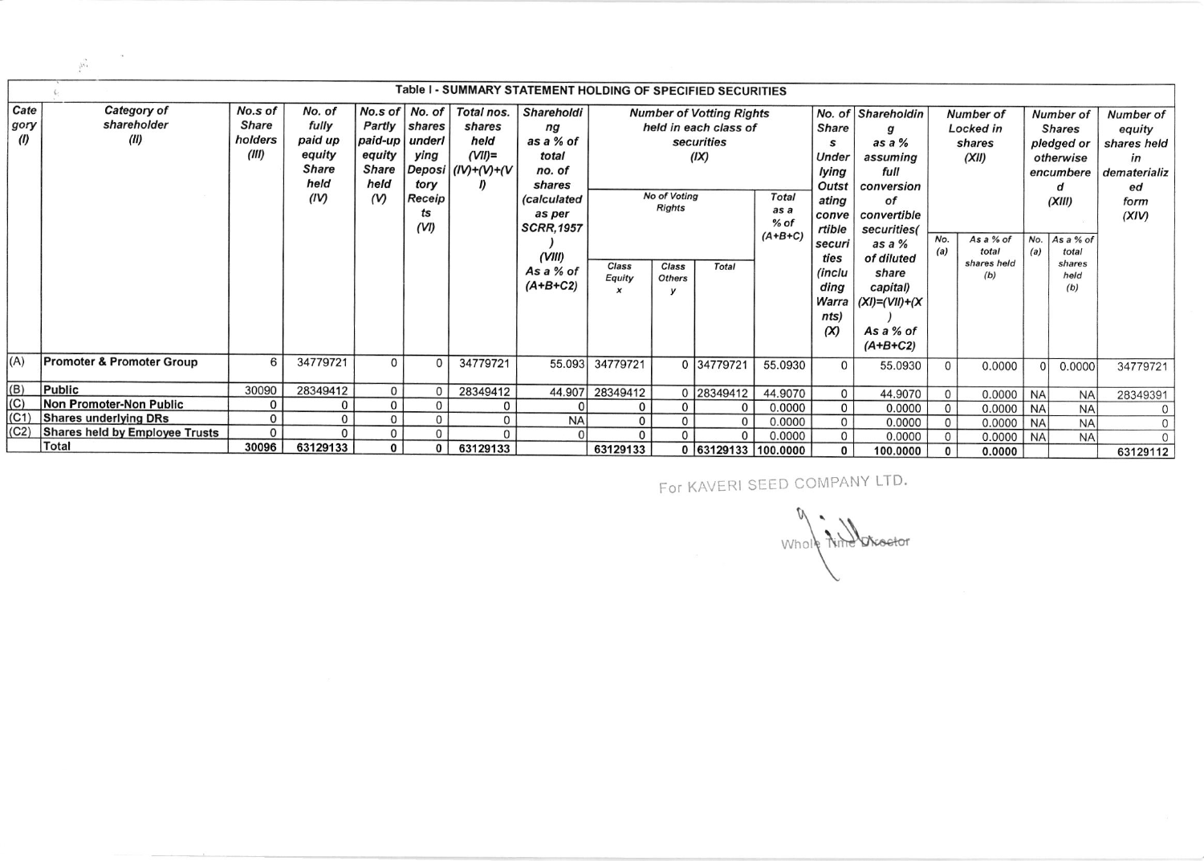## Table I - SUMMARY STATEMENT HOLDING OF SPECIFIED SECURITIES

| Category (I) | Category of shareholder (II) | No.s of Share holders (III) | No. of fully paid up equity Share held (IV) | No.s of Partly paid-up equity Share held (V) | No. of shares underlying Depository Receipts (VI) | Total nos. shares held (VII)=(IV)+(V)+(VI) | Shareholding as a % of total no. of shares (calculated as per SCRR,1957) (VIII) As a % of (A+B+C2) | Number of Votting Rights held in each class of securities (IX) | | | | No. of Shares Underlying Outstating convertible securities (including Warrants) (X) | Shareholding as a % assuming full conversion of convertible securities( as a % of diluted share capital) (XI)=(VII)+(X) As a % of (A+B+C2) | Number of Locked in shares (XII) | | Number of Shares pledged or otherwise encumbered (XIII) | | Number of equity shares held in dematerialized form (XIV) |
|---|---|---|---|---|---|---|---|---|---|---|---|---|---|---|---|---|---|---|
| | | | | | | | | No of Voting Rights | | | Total as a % of (A+B+C) | | | No. (a) | As a % of total shares held (b) | No. (a) | As a % of total shares held (b) | |
| | | | | | | | | Class Equity x | Class Others y | Total | | | | | | | | |
| (A) | **Promoter & Promoter Group** | 6 | 34779721 | 0 | 0 | 34779721 | 55.093 | 34779721 | 0 | 34779721 | 55.0930 | 0 | 55.0930 | 0 | 0.0000 | 0 | 0.0000 | 34779721 |
| (B) | **Public** | 30090 | 28349412 | 0 | 0 | 28349412 | 44.907 | 28349412 | 0 | 28349412 | 44.9070 | 0 | 44.9070 | 0 | 0.0000 | NA | NA | 28349391 |
| (C) | **Non Promoter-Non Public** | 0 | 0 | 0 | 0 | 0 | 0 | 0 | 0 | 0 | 0.0000 | 0 | 0.0000 | 0 | 0.0000 | NA | NA | 0 |
| (C1) | **Shares underlying DRs** | 0 | 0 | 0 | 0 | 0 | NA | 0 | 0 | 0 | 0.0000 | 0 | 0.0000 | 0 | 0.0000 | NA | NA | 0 |
| (C2) | **Shares held by Employee Trusts** | 0 | 0 | 0 | 0 | 0 | 0 | 0 | 0 | 0 | 0.0000 | 0 | 0.0000 | 0 | 0.0000 | NA | NA | 0 |
| | Total | **30096** | **63129133** | **0** | **0** | **63129133** | | **63129133** | **0** | **63129133** | **100.0000** | **0** | **100.0000** | **0** | **0.0000** | | | **63129112** |

For KAVERI SEED COMPANY LTD.

Whole Time Director